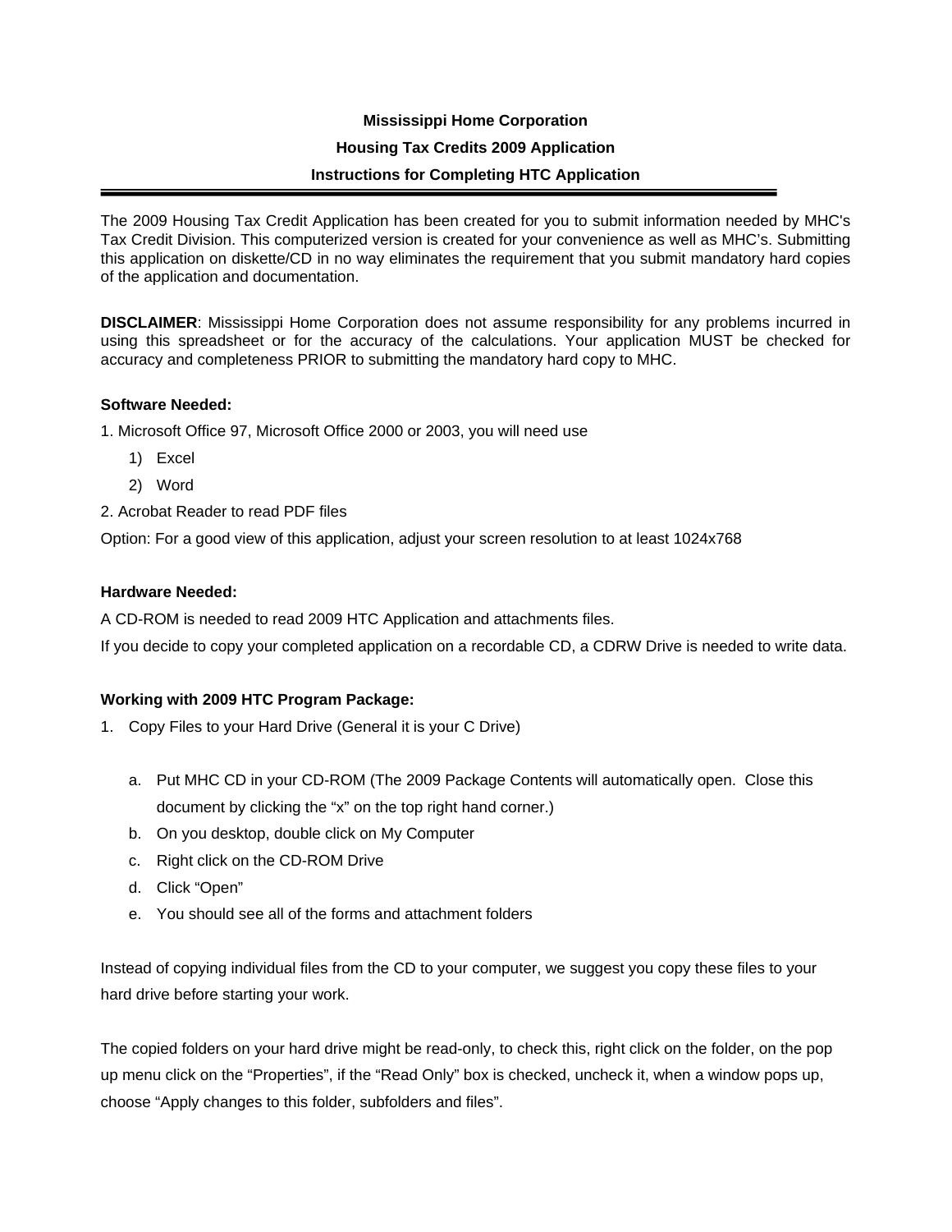**Mississippi Home Corporation**

**Housing Tax Credits 2009 Application**

**Instructions for Completing HTC Application**

---

The 2009 Housing Tax Credit Application has been created for you to submit information needed by MHC's Tax Credit Division. This computerized version is created for your convenience as well as MHC's. Submitting this application on diskette/CD in no way eliminates the requirement that you submit mandatory hard copies of the application and documentation.

**DISCLAIMER**: Mississippi Home Corporation does not assume responsibility for any problems incurred in using this spreadsheet or for the accuracy of the calculations. Your application MUST be checked for accuracy and completeness PRIOR to submitting the mandatory hard copy to MHC.

**Software Needed:**

1. Microsoft Office 97, Microsoft Office 2000 or 2003, you will need use
   1) Excel
   2) Word
2. Acrobat Reader to read PDF files

Option: For a good view of this application, adjust your screen resolution to at least 1024x768

**Hardware Needed:**

A CD-ROM is needed to read 2009 HTC Application and attachments files.

If you decide to copy your completed application on a recordable CD, a CDRW Drive is needed to write data.

**Working with 2009 HTC Program Package:**

1. Copy Files to your Hard Drive (General it is your C Drive)

   a. Put MHC CD in your CD-ROM (The 2009 Package Contents will automatically open. Close this document by clicking the "x" on the top right hand corner.)
   b. On you desktop, double click on My Computer
   c. Right click on the CD-ROM Drive
   d. Click "Open"
   e. You should see all of the forms and attachment folders

Instead of copying individual files from the CD to your computer, we suggest you copy these files to your hard drive before starting your work.

The copied folders on your hard drive might be read-only, to check this, right click on the folder, on the pop up menu click on the "Properties", if the "Read Only" box is checked, uncheck it, when a window pops up, choose "Apply changes to this folder, subfolders and files".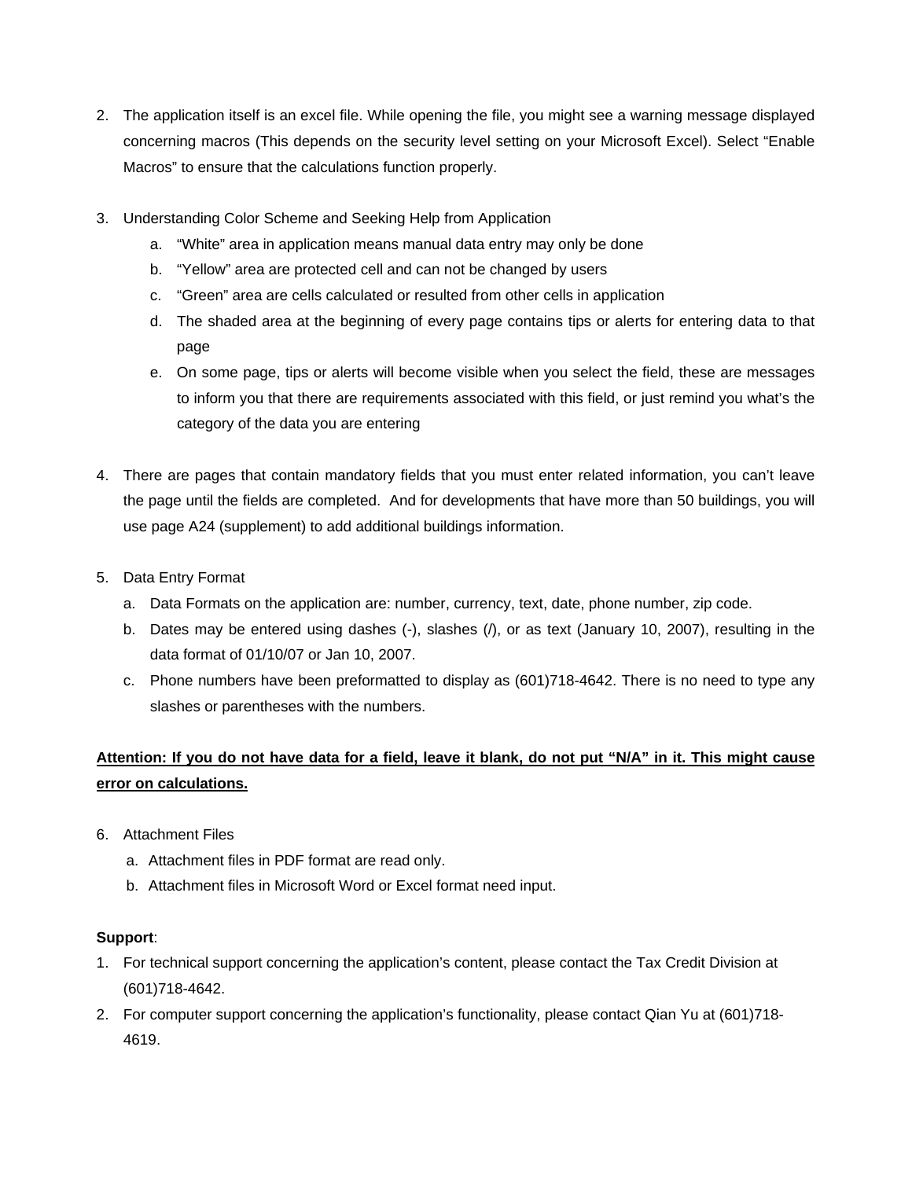2. The application itself is an excel file. While opening the file, you might see a warning message displayed concerning macros (This depends on the security level setting on your Microsoft Excel). Select "Enable Macros" to ensure that the calculations function properly.

3. Understanding Color Scheme and Seeking Help from Application
   a. "White" area in application means manual data entry may only be done
   b. "Yellow" area are protected cell and can not be changed by users
   c. "Green" area are cells calculated or resulted from other cells in application
   d. The shaded area at the beginning of every page contains tips or alerts for entering data to that page
   e. On some page, tips or alerts will become visible when you select the field, these are messages to inform you that there are requirements associated with this field, or just remind you what's the category of the data you are entering

4. There are pages that contain mandatory fields that you must enter related information, you can't leave the page until the fields are completed. And for developments that have more than 50 buildings, you will use page A24 (supplement) to add additional buildings information.

5. Data Entry Format
   a. Data Formats on the application are: number, currency, text, date, phone number, zip code.
   b. Dates may be entered using dashes (-), slashes (/), or as text (January 10, 2007), resulting in the data format of 01/10/07 or Jan 10, 2007.
   c. Phone numbers have been preformatted to display as (601)718-4642. There is no need to type any slashes or parentheses with the numbers.

<u>**Attention: If you do not have data for a field, leave it blank, do not put "N/A" in it. This might cause error on calculations.**</u>

6. Attachment Files
   a. Attachment files in PDF format are read only.
   b. Attachment files in Microsoft Word or Excel format need input.

**Support**:

1. For technical support concerning the application's content, please contact the Tax Credit Division at (601)718-4642.
2. For computer support concerning the application's functionality, please contact Qian Yu at (601)718-4619.